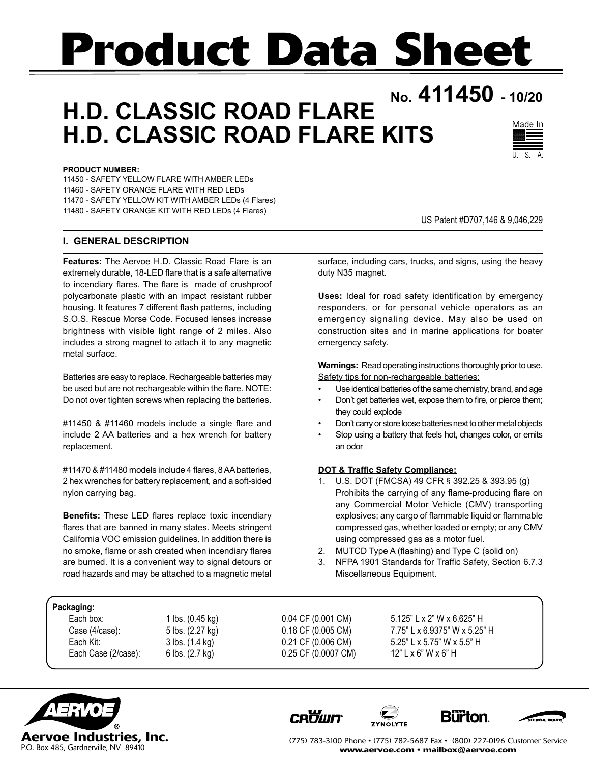# Product Data Sheet

## H.D. CLASSIC ROAD FLARE
## H.D. CLASSIC ROAD FLARE KITS

**No. 411450 - 10/20**

Made In U. S. A.

**PRODUCT NUMBER:**

11450 - SAFETY YELLOW FLARE WITH AMBER LEDs
11460 - SAFETY ORANGE FLARE WITH RED LEDs
11470 - SAFETY YELLOW KIT WITH AMBER LEDs (4 Flares)
11480 - SAFETY ORANGE KIT WITH RED LEDs (4 Flares)

US Patent #D707,146 & 9,046,229

### I. GENERAL DESCRIPTION

**Features:** The Aervoe H.D. Classic Road Flare is an extremely durable, 18-LED flare that is a safe alternative to incendiary flares. The flare is made of crushproof polycarbonate plastic with an impact resistant rubber housing. It features 7 different flash patterns, including S.O.S. Rescue Morse Code. Focused lenses increase brightness with visible light range of 2 miles. Also includes a strong magnet to attach it to any magnetic metal surface.

Batteries are easy to replace. Rechargeable batteries may be used but are not rechargeable within the flare. NOTE: Do not over tighten screws when replacing the batteries.

#11450 & #11460 models include a single flare and include 2 AA batteries and a hex wrench for battery replacement.

#11470 & #11480 models include 4 flares, 8 AA batteries, 2 hex wrenches for battery replacement, and a soft-sided nylon carrying bag.

**Benefits:** These LED flares replace toxic incendiary flares that are banned in many states. Meets stringent California VOC emission guidelines. In addition there is no smoke, flame or ash created when incendiary flares are burned. It is a convenient way to signal detours or road hazards and may be attached to a magnetic metal surface, including cars, trucks, and signs, using the heavy duty N35 magnet.

**Uses:** Ideal for road safety identification by emergency responders, or for personal vehicle operators as an emergency signaling device. May also be used on construction sites and in marine applications for boater emergency safety.

**Warnings:** Read operating instructions thoroughly prior to use.

Safety tips for non-rechargeable batteries:

- Use identical batteries of the same chemistry, brand, and age
- Don't get batteries wet, expose them to fire, or pierce them; they could explode
- Don't carry or store loose batteries next to other metal objects
- Stop using a battery that feels hot, changes color, or emits an odor

**DOT & Traffic Safety Compliance:**

1. U.S. DOT (FMCSA) 49 CFR § 392.25 & 393.95 (g) Prohibits the carrying of any flame-producing flare on any Commercial Motor Vehicle (CMV) transporting explosives; any cargo of flammable liquid or flammable compressed gas, whether loaded or empty; or any CMV using compressed gas as a motor fuel.
2. MUTCD Type A (flashing) and Type C (solid on)
3. NFPA 1901 Standards for Traffic Safety, Section 6.7.3 Miscellaneous Equipment.

**Packaging:**

| | | | |
|---|---|---|---|
| Each box: | 1 lbs. (0.45 kg) | 0.04 CF (0.001 CM) | 5.125" L x 2" W x 6.625" H |
| Case (4/case): | 5 lbs. (2.27 kg) | 0.16 CF (0.005 CM) | 7.75" L x 6.9375" W x 5.25" H |
| Each Kit: | 3 lbs. (1.4 kg) | 0.21 CF (0.006 CM) | 5.25" L x 5.75" W x 5.5" H |
| Each Case (2/case): | 6 lbs. (2.7 kg) | 0.25 CF (0.0007 CM) | 12" L x 6" W x 6" H |

**Aervoe Industries, Inc.**
P.O. Box 485, Gardnerville, NV 89410

(775) 783-3100 Phone • (775) 782-5687 Fax • (800) 227-0196 Customer Service
www.aervoe.com • mailbox@aervoe.com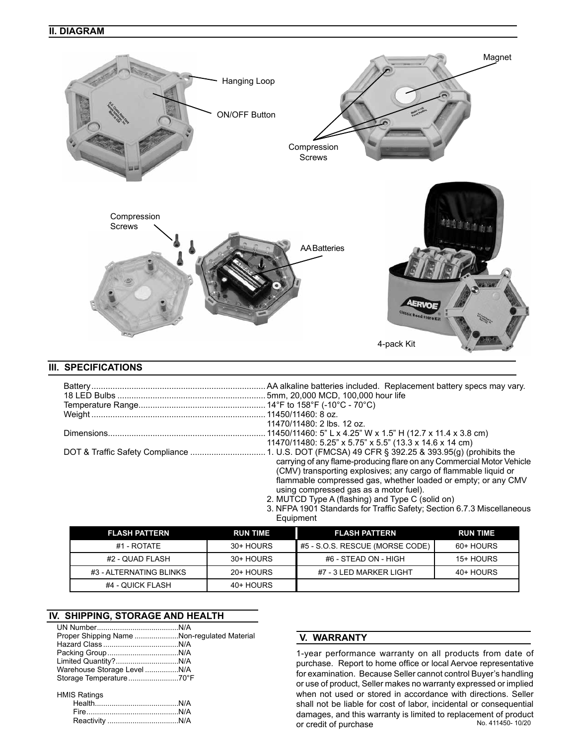## II. DIAGRAM

Hanging Loop

ON/OFF Button

Magnet

Compression Screws

Compression Screws

AA Batteries

4-pack Kit

## III. SPECIFICATIONS

Battery ........................................................................ AA alkaline batteries included. Replacement battery specs may vary.
18 LED Bulbs ............................................................... 5mm, 20,000 MCD, 100,000 hour life
Temperature Range...................................................... 14°F to 158°F (-10°C - 70°C)
Weight ......................................................................... 11450/11460: 8 oz.
11470/11480: 2 lbs. 12 oz.
Dimensions.................................................................. 11450/11460: 5" L x 4.25" W x 1.5" H (12.7 x 11.4 x 3.8 cm)
11470/11480: 5.25" x 5.75" x 5.5" (13.3 x 14.6 x 14 cm)
DOT & Traffic Safety Compliance ................................ 1. U.S. DOT (FMCSA) 49 CFR § 392.25 & 393.95(g) (prohibits the carrying of any flame-producing flare on any Commercial Motor Vehicle (CMV) transporting explosives; any cargo of flammable liquid or flammable compressed gas, whether loaded or empty; or any CMV using compressed gas as a motor fuel).
2. MUTCD Type A (flashing) and Type C (solid on)
3. NFPA 1901 Standards for Traffic Safety; Section 6.7.3 Miscellaneous Equipment

| FLASH PATTERN | RUN TIME | FLASH PATTERN | RUN TIME |
|---|---|---|---|
| #1 - ROTATE | 30+ HOURS | #5 - S.O.S. RESCUE (MORSE CODE) | 60+ HOURS |
| #2 - QUAD FLASH | 30+ HOURS | #6 - STEAD ON - HIGH | 15+ HOURS |
| #3 - ALTERNATING BLINKS | 20+ HOURS | #7 - 3 LED MARKER LIGHT | 40+ HOURS |
| #4 - QUICK FLASH | 40+ HOURS | | |

## IV. SHIPPING, STORAGE AND HEALTH

UN Number.......................................N/A
Proper Shipping Name .....................Non-regulated Material
Hazard Class ....................................N/A
Packing Group ..................................N/A
Limited Quantity?..............................N/A
Warehouse Storage Level ................N/A
Storage Temperature........................70°F

HMIS Ratings
Health........................................N/A
Fire............................................N/A
Reactivity ..................................N/A

## V. WARRANTY

1-year performance warranty on all products from date of purchase. Report to home office or local Aervoe representative for examination. Because Seller cannot control Buyer's handling or use of product, Seller makes no warranty expressed or implied when not used or stored in accordance with directions. Seller shall not be liable for cost of labor, incidental or consequential damages, and this warranty is limited to replacement of product or credit of purchase

No. 411450- 10/20